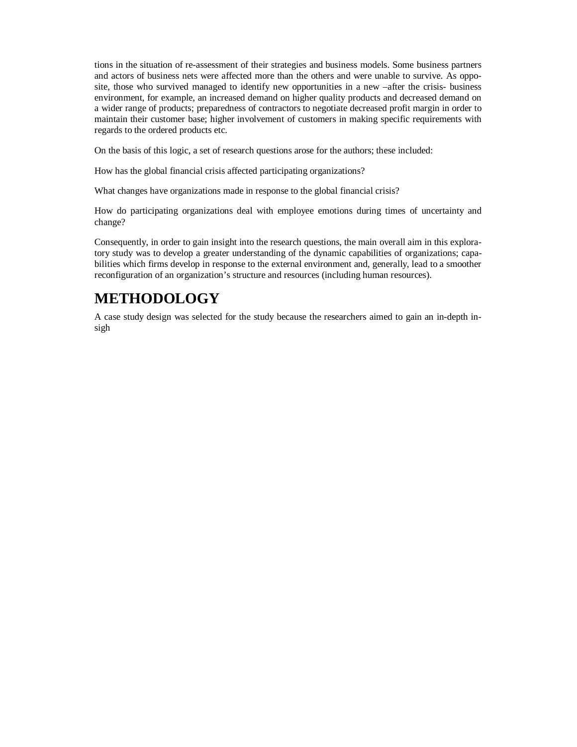tions in the situation of re-assessment of their strategies and business models. Some business partners and actors of business nets were affected more than the others and were unable to survive. As opposite, those who survived managed to identify new opportunities in a new –after the crisis- business environment, for example, an increased demand on higher quality products and decreased demand on a wider range of products; preparedness of contractors to negotiate decreased profit margin in order to maintain their customer base; higher involvement of customers in making specific requirements with regards to the ordered products etc.

On the basis of this logic, a set of research questions arose for the authors; these included:

How has the global financial crisis affected participating organizations?

What changes have organizations made in response to the global financial crisis?

How do participating organizations deal with employee emotions during times of uncertainty and change?

Consequently, in order to gain insight into the research questions, the main overall aim in this exploratory study was to develop a greater understanding of the dynamic capabilities of organizations; capabilities which firms develop in response to the external environment and, generally, lead to a smoother reconfiguration of an organization's structure and resources (including human resources).

# METHODOLOGY

A case study design was selected for the study because the researchers aimed to gain an in-depth insigh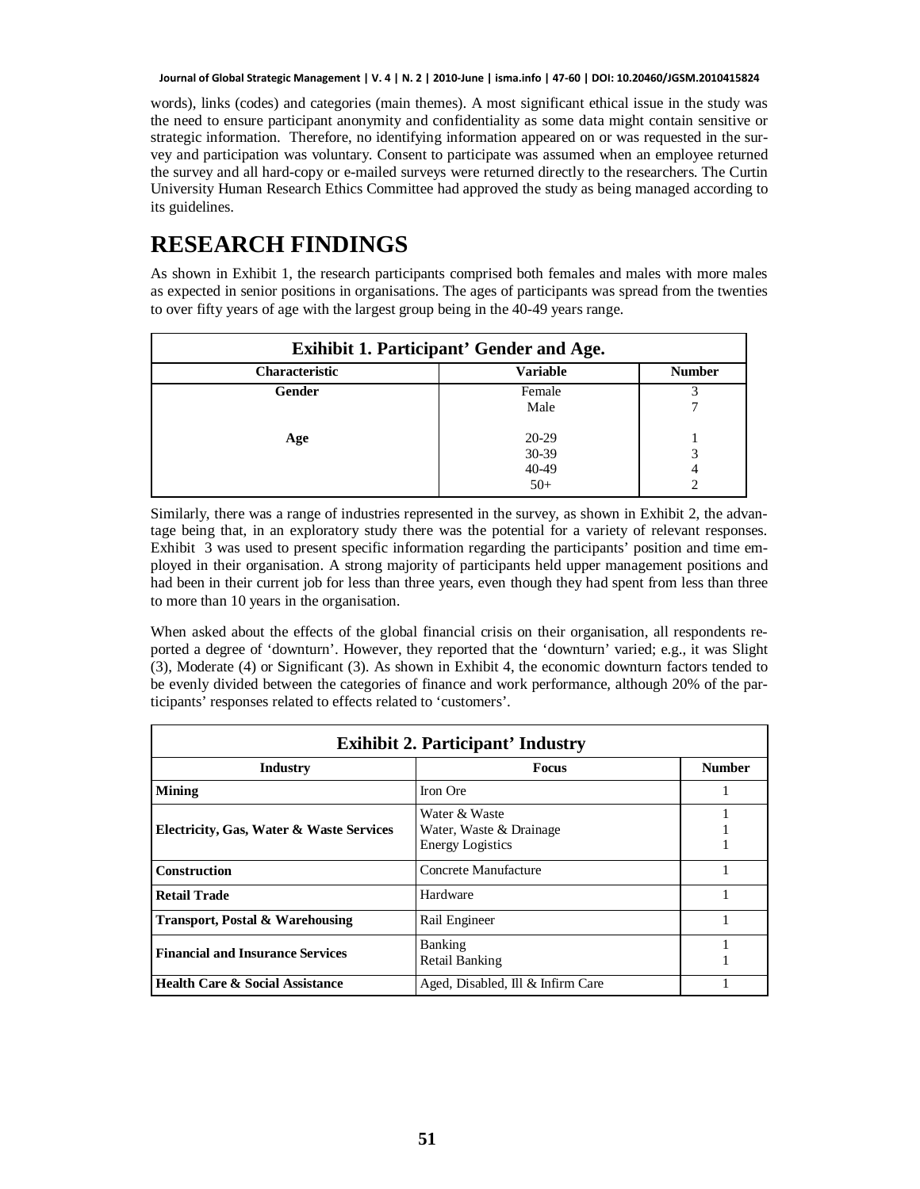words), links (codes) and categories (main themes). A most significant ethical issue in the study was the need to ensure participant anonymity and confidentiality as some data might contain sensitive or strategic information. Therefore, no identifying information appeared on or was requested in the survey and participation was voluntary. Consent to participate was assumed when an employee returned the survey and all hard-copy or e-mailed surveys were returned directly to the researchers. The Curtin University Human Research Ethics Committee had approved the study as being managed according to its guidelines.

# RESEARCH FINDINGS

As shown in Exhibit 1, the research participants comprised both females and males with more males as expected in senior positions in organisations. The ages of participants was spread from the twenties to over fifty years of age with the largest group being in the 40-49 years range.

**Exihibit 1. Participant' Gender and Age.**

| Characteristic | Variable | Number |
|---|---|---|
| **Gender** | Female | 3 |
| | Male | 7 |
| **Age** | 20-29 | 1 |
| | 30-39 | 3 |
| | 40-49 | 4 |
| | 50+ | 2 |

Similarly, there was a range of industries represented in the survey, as shown in Exhibit 2, the advantage being that, in an exploratory study there was the potential for a variety of relevant responses. Exhibit 3 was used to present specific information regarding the participants' position and time employed in their organisation. A strong majority of participants held upper management positions and had been in their current job for less than three years, even though they had spent from less than three to more than 10 years in the organisation.

When asked about the effects of the global financial crisis on their organisation, all respondents reported a degree of 'downturn'. However, they reported that the 'downturn' varied; e.g., it was Slight (3), Moderate (4) or Significant (3). As shown in Exhibit 4, the economic downturn factors tended to be evenly divided between the categories of finance and work performance, although 20% of the participants' responses related to effects related to 'customers'.

**Exihibit 2. Participant' Industry**

| Industry | Focus | Number |
|---|---|---|
| **Mining** | Iron Ore | 1 |
| **Electricity, Gas, Water & Waste Services** | Water & Waste | 1 |
| | Water, Waste & Drainage | 1 |
| | Energy Logistics | 1 |
| **Construction** | Concrete Manufacture | 1 |
| **Retail Trade** | Hardware | 1 |
| **Transport, Postal & Warehousing** | Rail Engineer | 1 |
| **Financial and Insurance Services** | Banking | 1 |
| | Retail Banking | 1 |
| **Health Care & Social Assistance** | Aged, Disabled, Ill & Infirm Care | 1 |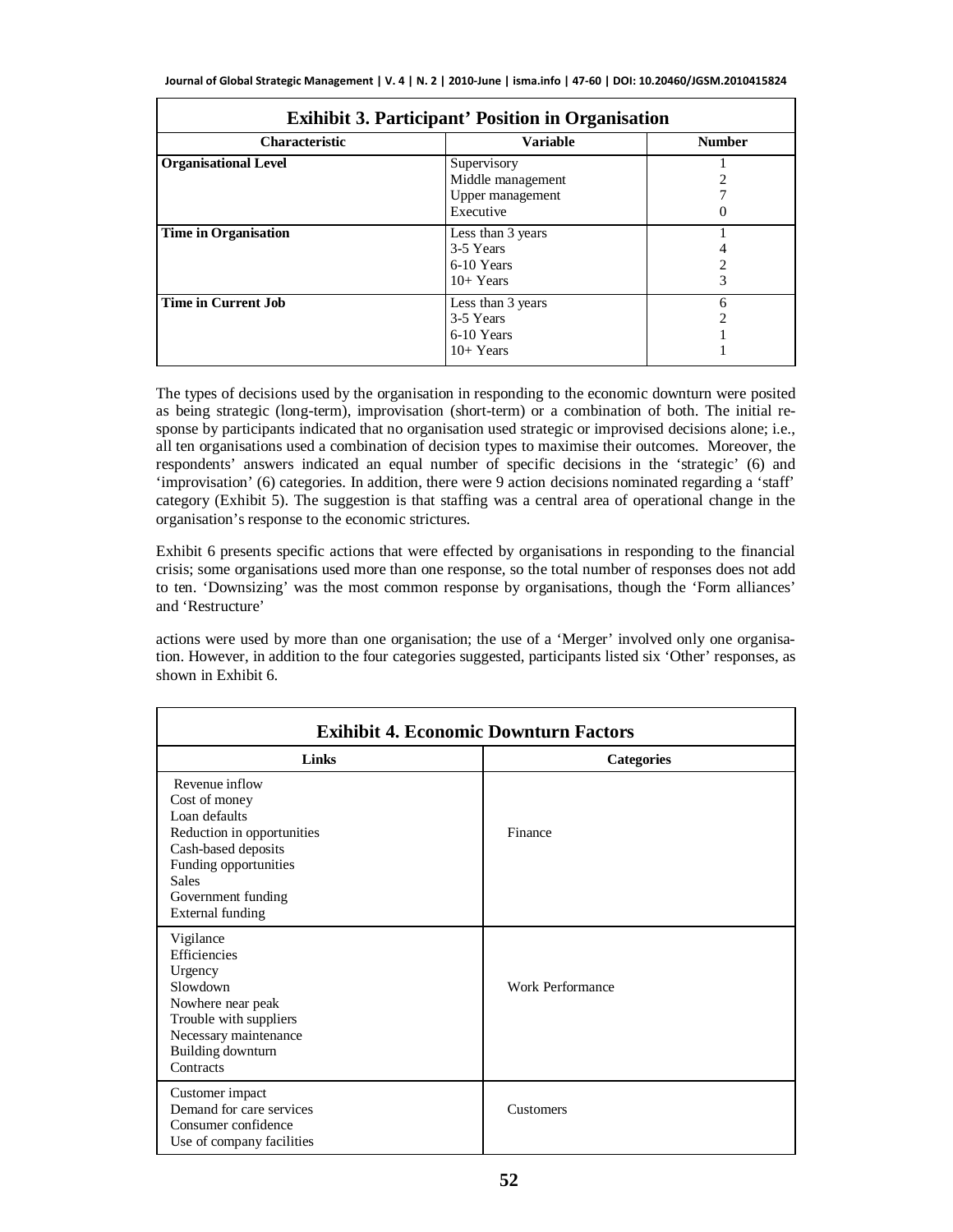**Exihibit 3. Participant' Position in Organisation**

| Characteristic | Variable | Number |
|---|---|---|
| **Organisational Level** | Supervisory | 1 |
| | Middle management | 2 |
| | Upper management | 7 |
| | Executive | 0 |
| **Time in Organisation** | Less than 3 years | 1 |
| | 3-5 Years | 4 |
| | 6-10 Years | 2 |
| | 10+ Years | 3 |
| **Time in Current Job** | Less than 3 years | 6 |
| | 3-5 Years | 2 |
| | 6-10 Years | 1 |
| | 10+ Years | 1 |

The types of decisions used by the organisation in responding to the economic downturn were posited as being strategic (long-term), improvisation (short-term) or a combination of both. The initial response by participants indicated that no organisation used strategic or improvised decisions alone; i.e., all ten organisations used a combination of decision types to maximise their outcomes. Moreover, the respondents' answers indicated an equal number of specific decisions in the 'strategic' (6) and 'improvisation' (6) categories. In addition, there were 9 action decisions nominated regarding a 'staff' category (Exhibit 5). The suggestion is that staffing was a central area of operational change in the organisation's response to the economic strictures.

Exhibit 6 presents specific actions that were effected by organisations in responding to the financial crisis; some organisations used more than one response, so the total number of responses does not add to ten. 'Downsizing' was the most common response by organisations, though the 'Form alliances' and 'Restructure' actions were used by more than one organisation; the use of a 'Merger' involved only one organisation. However, in addition to the four categories suggested, participants listed six 'Other' responses, as shown in Exhibit 6.

**Exihibit 4. Economic Downturn Factors**

| Links | Categories |
|---|---|
| Revenue inflow<br>Cost of money<br>Loan defaults<br>Reduction in opportunities<br>Cash-based deposits<br>Funding opportunities<br>Sales<br>Government funding<br>External funding | Finance |
| Vigilance<br>Efficiencies<br>Urgency<br>Slowdown<br>Nowhere near peak<br>Trouble with suppliers<br>Necessary maintenance<br>Building downturn<br>Contracts | Work Performance |
| Customer impact<br>Demand for care services<br>Consumer confidence<br>Use of company facilities | Customers |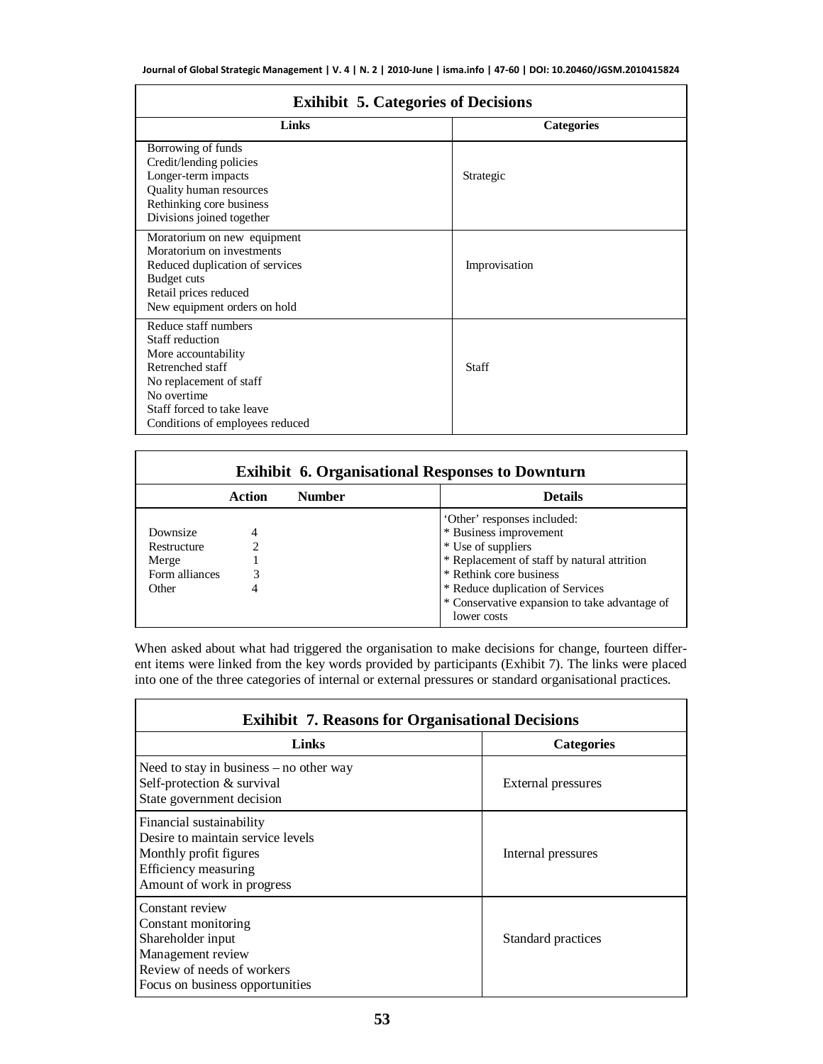**Exihibit 5. Categories of Decisions**

| Links | Categories |
| --- | --- |
| Borrowing of funds<br>Credit/lending policies<br>Longer-term impacts<br>Quality human resources<br>Rethinking core business<br>Divisions joined together | Strategic |
| Moratorium on new equipment<br>Moratorium on investments<br>Reduced duplication of services<br>Budget cuts<br>Retail prices reduced<br>New equipment orders on hold | Improvisation |
| Reduce staff numbers<br>Staff reduction<br>More accountability<br>Retrenched staff<br>No replacement of staff<br>No overtime<br>Staff forced to take leave<br>Conditions of employees reduced | Staff |

**Exihibit 6. Organisational Responses to Downturn**

| Action | Number | Details |
| --- | --- | --- |
| Downsize | 4 | 'Other' responses included:<br>* Business improvement<br>* Use of suppliers<br>* Replacement of staff by natural attrition<br>* Rethink core business<br>* Reduce duplication of Services<br>* Conservative expansion to take advantage of lower costs |
| Restructure | 2 | |
| Merge | 1 | |
| Form alliances | 3 | |
| Other | 4 | |

When asked about what had triggered the organisation to make decisions for change, fourteen different items were linked from the key words provided by participants (Exhibit 7). The links were placed into one of the three categories of internal or external pressures or standard organisational practices.

**Exihibit 7. Reasons for Organisational Decisions**

| Links | Categories |
| --- | --- |
| Need to stay in business – no other way<br>Self-protection & survival<br>State government decision | External pressures |
| Financial sustainability<br>Desire to maintain service levels<br>Monthly profit figures<br>Efficiency measuring<br>Amount of work in progress | Internal pressures |
| Constant review<br>Constant monitoring<br>Shareholder input<br>Management review<br>Review of needs of workers<br>Focus on business opportunities | Standard practices |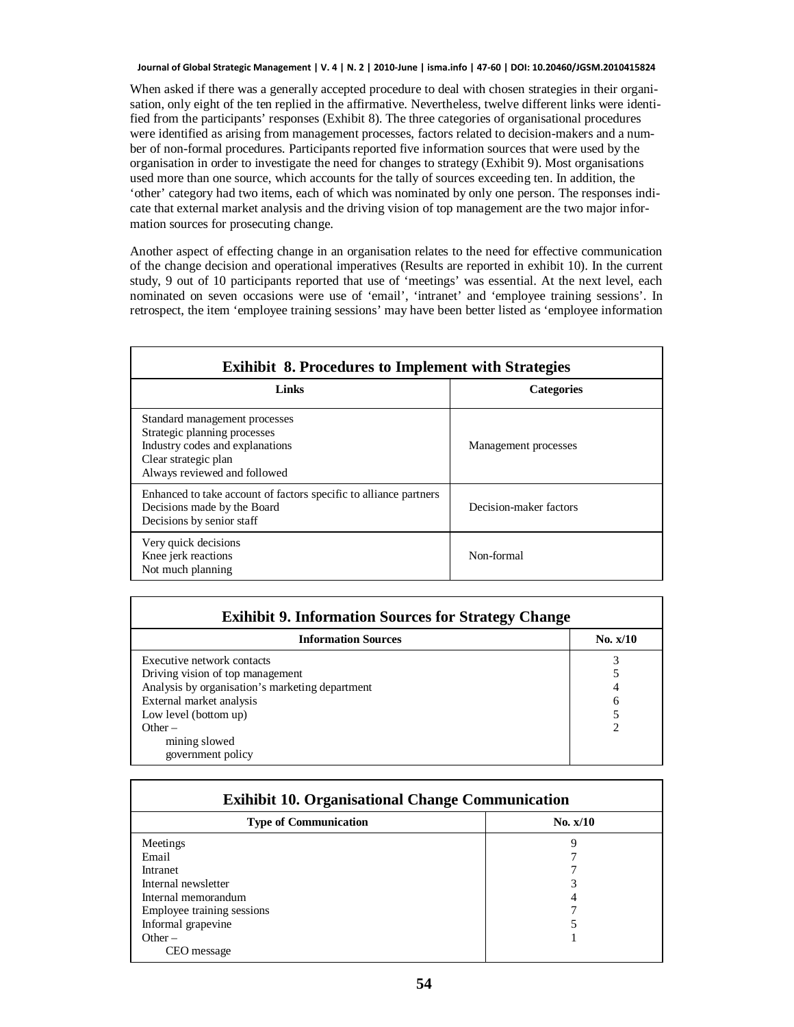When asked if there was a generally accepted procedure to deal with chosen strategies in their organisation, only eight of the ten replied in the affirmative. Nevertheless, twelve different links were identified from the participants' responses (Exhibit 8). The three categories of organisational procedures were identified as arising from management processes, factors related to decision-makers and a number of non-formal procedures. Participants reported five information sources that were used by the organisation in order to investigate the need for changes to strategy (Exhibit 9). Most organisations used more than one source, which accounts for the tally of sources exceeding ten. In addition, the 'other' category had two items, each of which was nominated by only one person. The responses indicate that external market analysis and the driving vision of top management are the two major information sources for prosecuting change.

Another aspect of effecting change in an organisation relates to the need for effective communication of the change decision and operational imperatives (Results are reported in exhibit 10). In the current study, 9 out of 10 participants reported that use of 'meetings' was essential. At the next level, each nominated on seven occasions were use of 'email', 'intranet' and 'employee training sessions'. In retrospect, the item 'employee training sessions' may have been better listed as 'employee information

**Exihibit 8. Procedures to Implement with Strategies**

| Links | Categories |
|---|---|
| Standard management processes<br>Strategic planning processes<br>Industry codes and explanations<br>Clear strategic plan<br>Always reviewed and followed | Management processes |
| Enhanced to take account of factors specific to alliance partners<br>Decisions made by the Board<br>Decisions by senior staff | Decision-maker factors |
| Very quick decisions<br>Knee jerk reactions<br>Not much planning | Non-formal |

**Exihibit 9. Information Sources for Strategy Change**

| Information Sources | No. x/10 |
|---|---|
| Executive network contacts | 3 |
| Driving vision of top management | 5 |
| Analysis by organisation's marketing department | 4 |
| External market analysis | 6 |
| Low level (bottom up) | 5 |
| Other – | 2 |
| mining slowed | |
| government policy | |

**Exihibit 10. Organisational Change Communication**

| Type of Communication | No. x/10 |
|---|---|
| Meetings | 9 |
| Email | 7 |
| Intranet | 7 |
| Internal newsletter | 3 |
| Internal memorandum | 4 |
| Employee training sessions | 7 |
| Informal grapevine | 5 |
| Other – | 1 |
| CEO message | |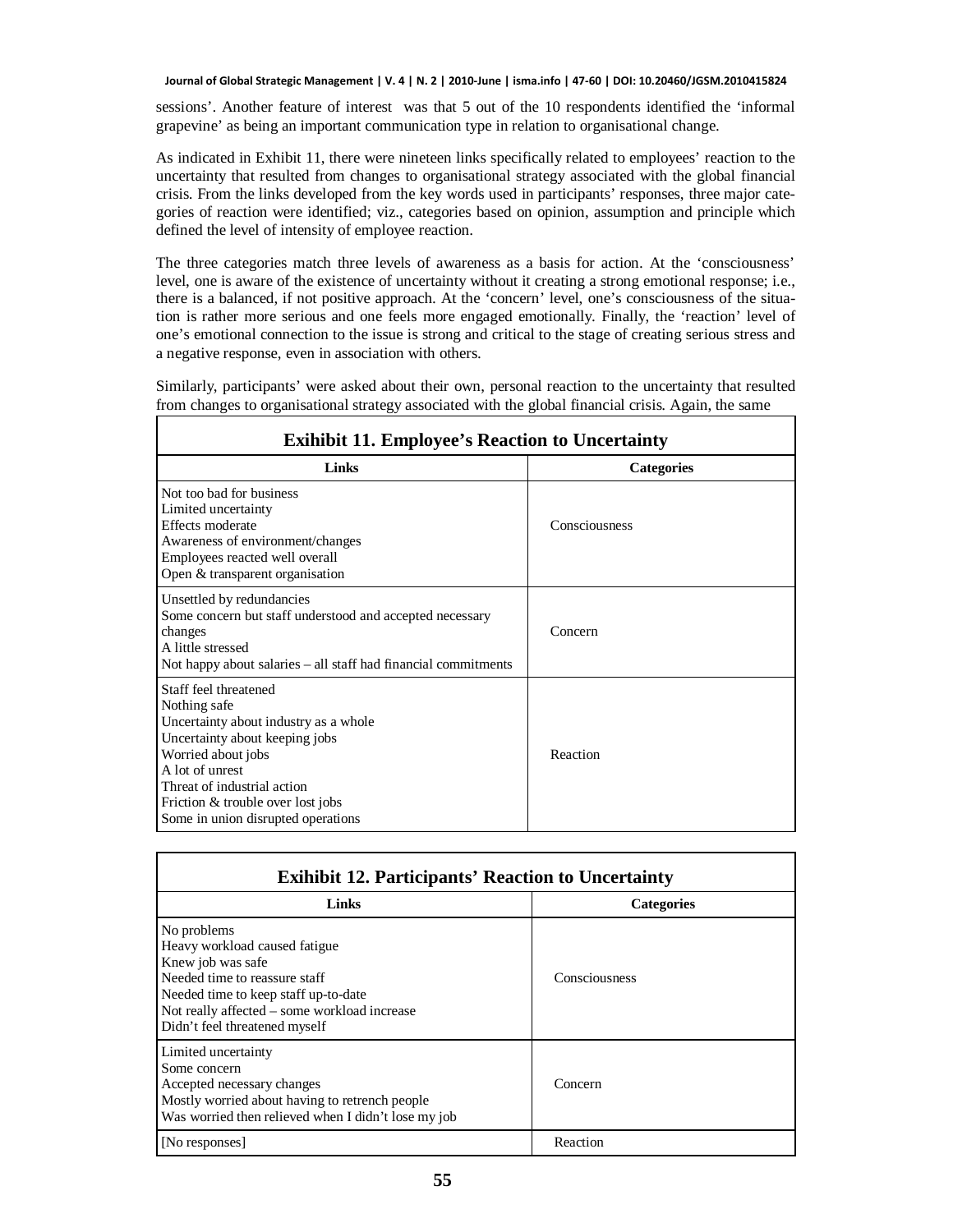sessions'. Another feature of interest was that 5 out of the 10 respondents identified the 'informal grapevine' as being an important communication type in relation to organisational change.

As indicated in Exhibit 11, there were nineteen links specifically related to employees' reaction to the uncertainty that resulted from changes to organisational strategy associated with the global financial crisis. From the links developed from the key words used in participants' responses, three major categories of reaction were identified; viz., categories based on opinion, assumption and principle which defined the level of intensity of employee reaction.

The three categories match three levels of awareness as a basis for action. At the 'consciousness' level, one is aware of the existence of uncertainty without it creating a strong emotional response; i.e., there is a balanced, if not positive approach. At the 'concern' level, one's consciousness of the situation is rather more serious and one feels more engaged emotionally. Finally, the 'reaction' level of one's emotional connection to the issue is strong and critical to the stage of creating serious stress and a negative response, even in association with others.

Similarly, participants' were asked about their own, personal reaction to the uncertainty that resulted from changes to organisational strategy associated with the global financial crisis. Again, the same

**Exihibit 11. Employee's Reaction to Uncertainty**

| Links | Categories |
|---|---|
| Not too bad for business<br>Limited uncertainty<br>Effects moderate<br>Awareness of environment/changes<br>Employees reacted well overall<br>Open & transparent organisation | Consciousness |
| Unsettled by redundancies<br>Some concern but staff understood and accepted necessary changes<br>A little stressed<br>Not happy about salaries – all staff had financial commitments | Concern |
| Staff feel threatened<br>Nothing safe<br>Uncertainty about industry as a whole<br>Uncertainty about keeping jobs<br>Worried about jobs<br>A lot of unrest<br>Threat of industrial action<br>Friction & trouble over lost jobs<br>Some in union disrupted operations | Reaction |

**Exihibit 12. Participants' Reaction to Uncertainty**

| Links | Categories |
|---|---|
| No problems<br>Heavy workload caused fatigue<br>Knew job was safe<br>Needed time to reassure staff<br>Needed time to keep staff up-to-date<br>Not really affected – some workload increase<br>Didn't feel threatened myself | Consciousness |
| Limited uncertainty<br>Some concern<br>Accepted necessary changes<br>Mostly worried about having to retrench people<br>Was worried then relieved when I didn't lose my job | Concern |
| [No responses] | Reaction |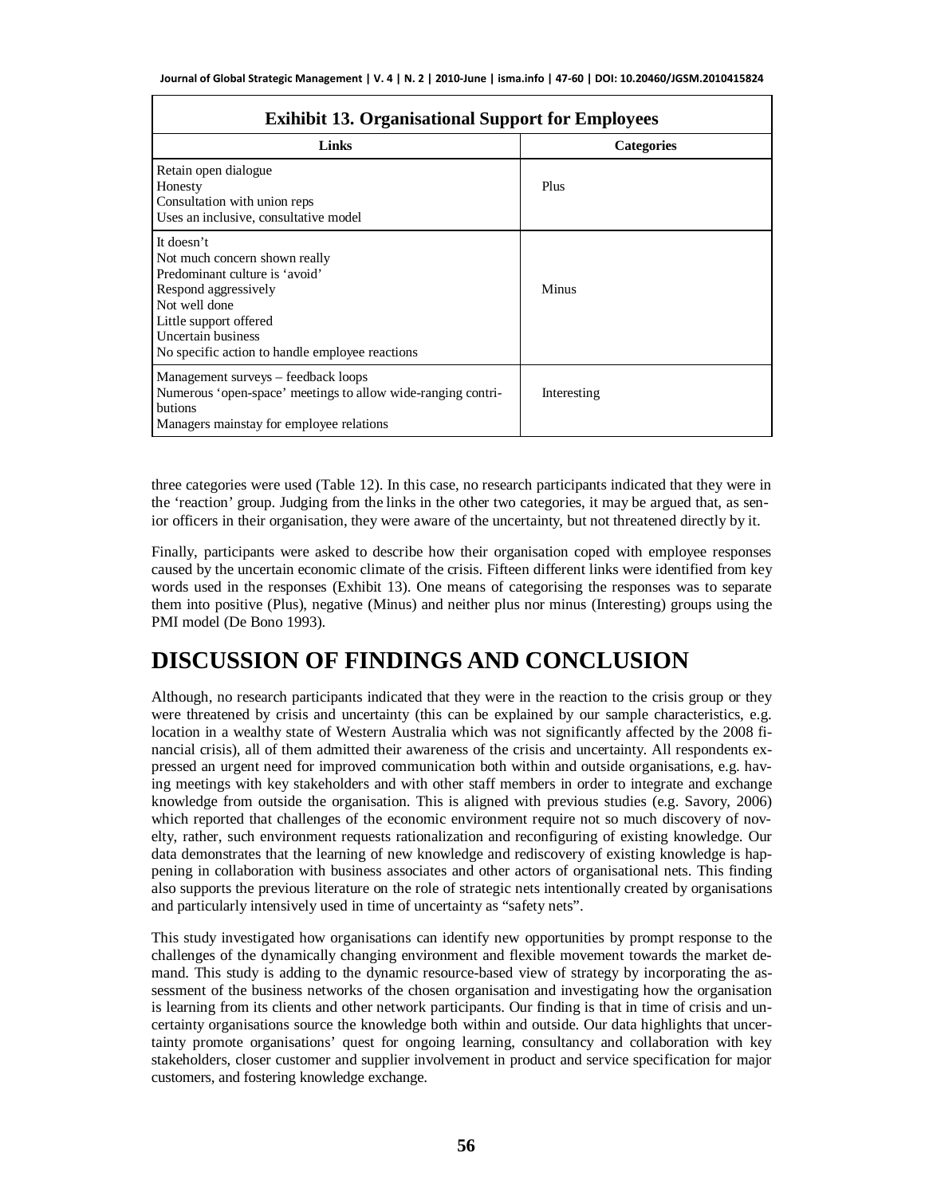**Exihibit 13. Organisational Support for Employees**

| Links | Categories |
|---|---|
| Retain open dialogue<br>Honesty<br>Consultation with union reps<br>Uses an inclusive, consultative model | Plus |
| It doesn't<br>Not much concern shown really<br>Predominant culture is 'avoid'<br>Respond aggressively<br>Not well done<br>Little support offered<br>Uncertain business<br>No specific action to handle employee reactions | Minus |
| Management surveys – feedback loops<br>Numerous 'open-space' meetings to allow wide-ranging contributions<br>Managers mainstay for employee relations | Interesting |

three categories were used (Table 12). In this case, no research participants indicated that they were in the 'reaction' group. Judging from the links in the other two categories, it may be argued that, as senior officers in their organisation, they were aware of the uncertainty, but not threatened directly by it.

Finally, participants were asked to describe how their organisation coped with employee responses caused by the uncertain economic climate of the crisis. Fifteen different links were identified from key words used in the responses (Exhibit 13). One means of categorising the responses was to separate them into positive (Plus), negative (Minus) and neither plus nor minus (Interesting) groups using the PMI model (De Bono 1993).

# DISCUSSION OF FINDINGS AND CONCLUSION

Although, no research participants indicated that they were in the reaction to the crisis group or they were threatened by crisis and uncertainty (this can be explained by our sample characteristics, e.g. location in a wealthy state of Western Australia which was not significantly affected by the 2008 financial crisis), all of them admitted their awareness of the crisis and uncertainty. All respondents expressed an urgent need for improved communication both within and outside organisations, e.g. having meetings with key stakeholders and with other staff members in order to integrate and exchange knowledge from outside the organisation. This is aligned with previous studies (e.g. Savory, 2006) which reported that challenges of the economic environment require not so much discovery of novelty, rather, such environment requests rationalization and reconfiguring of existing knowledge. Our data demonstrates that the learning of new knowledge and rediscovery of existing knowledge is happening in collaboration with business associates and other actors of organisational nets. This finding also supports the previous literature on the role of strategic nets intentionally created by organisations and particularly intensively used in time of uncertainty as "safety nets".

This study investigated how organisations can identify new opportunities by prompt response to the challenges of the dynamically changing environment and flexible movement towards the market demand. This study is adding to the dynamic resource-based view of strategy by incorporating the assessment of the business networks of the chosen organisation and investigating how the organisation is learning from its clients and other network participants. Our finding is that in time of crisis and uncertainty organisations source the knowledge both within and outside. Our data highlights that uncertainty promote organisations' quest for ongoing learning, consultancy and collaboration with key stakeholders, closer customer and supplier involvement in product and service specification for major customers, and fostering knowledge exchange.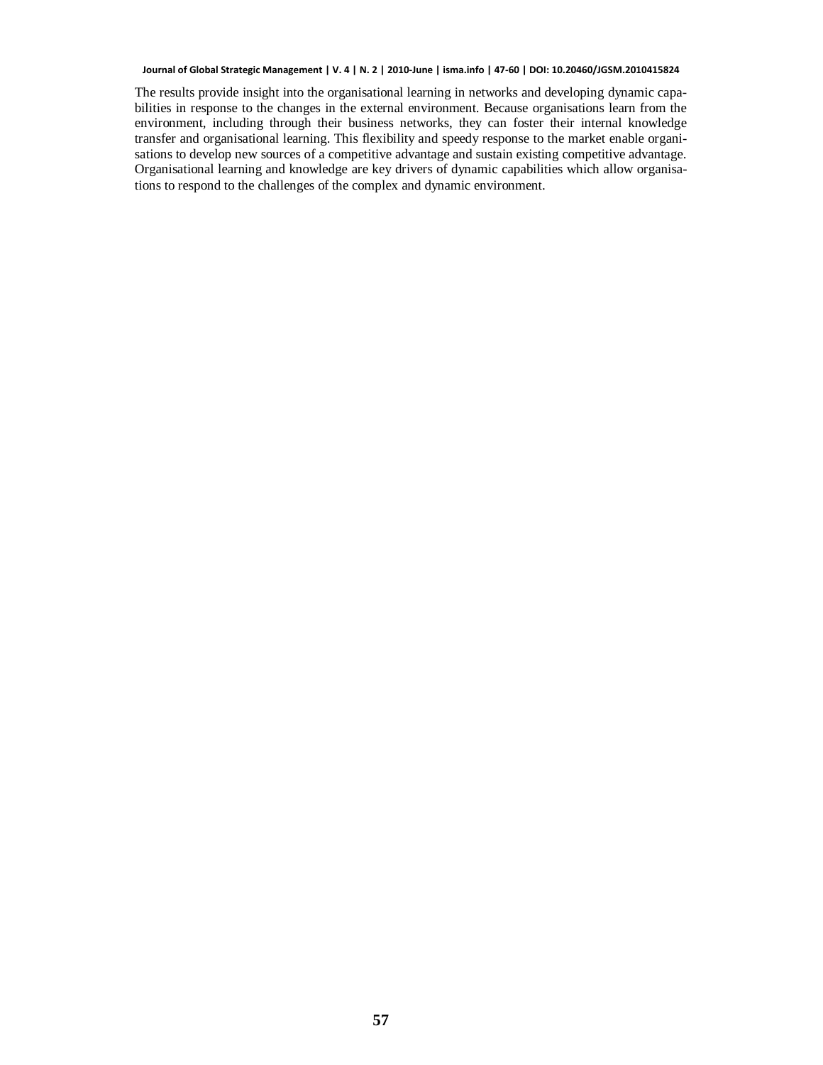The results provide insight into the organisational learning in networks and developing dynamic capabilities in response to the changes in the external environment. Because organisations learn from the environment, including through their business networks, they can foster their internal knowledge transfer and organisational learning. This flexibility and speedy response to the market enable organisations to develop new sources of a competitive advantage and sustain existing competitive advantage. Organisational learning and knowledge are key drivers of dynamic capabilities which allow organisations to respond to the challenges of the complex and dynamic environment.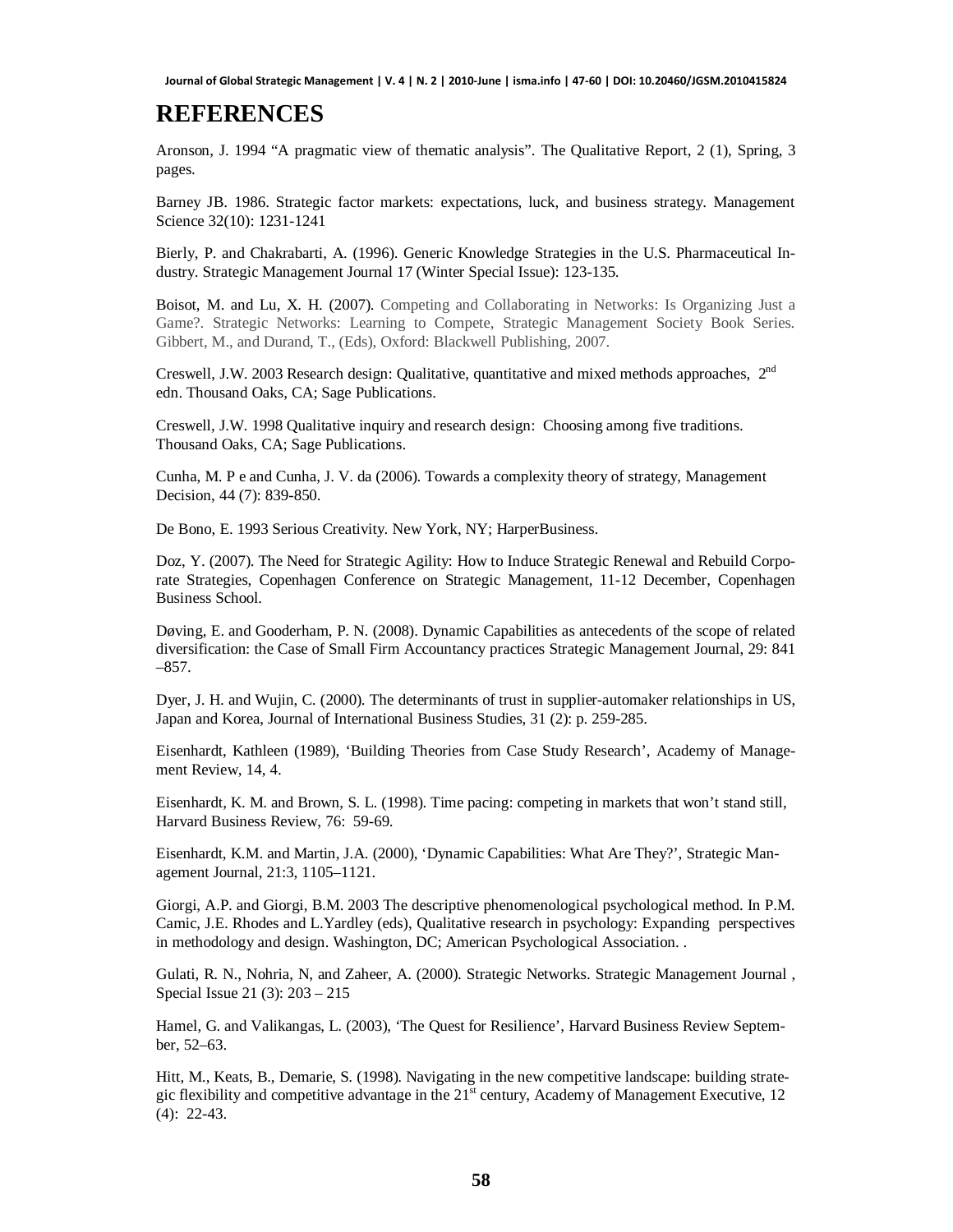# REFERENCES

Aronson, J. 1994 "A pragmatic view of thematic analysis". The Qualitative Report, 2 (1), Spring, 3 pages.

Barney JB. 1986. Strategic factor markets: expectations, luck, and business strategy. Management Science 32(10): 1231-1241

Bierly, P. and Chakrabarti, A. (1996). Generic Knowledge Strategies in the U.S. Pharmaceutical Industry. Strategic Management Journal 17 (Winter Special Issue): 123-135.

Boisot, M. and Lu, X. H. (2007). Competing and Collaborating in Networks: Is Organizing Just a Game?. Strategic Networks: Learning to Compete, Strategic Management Society Book Series. Gibbert, M., and Durand, T., (Eds), Oxford: Blackwell Publishing, 2007.

Creswell, J.W. 2003 Research design: Qualitative, quantitative and mixed methods approaches, 2nd edn. Thousand Oaks, CA; Sage Publications.

Creswell, J.W. 1998 Qualitative inquiry and research design: Choosing among five traditions. Thousand Oaks, CA; Sage Publications.

Cunha, M. P e and Cunha, J. V. da (2006). Towards a complexity theory of strategy, Management Decision, 44 (7): 839-850.

De Bono, E. 1993 Serious Creativity. New York, NY; HarperBusiness.

Doz, Y. (2007). The Need for Strategic Agility: How to Induce Strategic Renewal and Rebuild Corporate Strategies, Copenhagen Conference on Strategic Management, 11-12 December, Copenhagen Business School.

Døving, E. and Gooderham, P. N. (2008). Dynamic Capabilities as antecedents of the scope of related diversification: the Case of Small Firm Accountancy practices Strategic Management Journal, 29: 841 –857.

Dyer, J. H. and Wujin, C. (2000). The determinants of trust in supplier-automaker relationships in US, Japan and Korea, Journal of International Business Studies, 31 (2): p. 259-285.

Eisenhardt, Kathleen (1989), 'Building Theories from Case Study Research', Academy of Management Review, 14, 4.

Eisenhardt, K. M. and Brown, S. L. (1998). Time pacing: competing in markets that won't stand still, Harvard Business Review, 76: 59-69.

Eisenhardt, K.M. and Martin, J.A. (2000), 'Dynamic Capabilities: What Are They?', Strategic Management Journal, 21:3, 1105–1121.

Giorgi, A.P. and Giorgi, B.M. 2003 The descriptive phenomenological psychological method. In P.M. Camic, J.E. Rhodes and L.Yardley (eds), Qualitative research in psychology: Expanding perspectives in methodology and design. Washington, DC; American Psychological Association. .

Gulati, R. N., Nohria, N, and Zaheer, A. (2000). Strategic Networks. Strategic Management Journal , Special Issue 21 (3): 203 – 215

Hamel, G. and Valikangas, L. (2003), 'The Quest for Resilience', Harvard Business Review September, 52–63.

Hitt, M., Keats, B., Demarie, S. (1998). Navigating in the new competitive landscape: building strategic flexibility and competitive advantage in the 21st century, Academy of Management Executive, 12 (4): 22-43.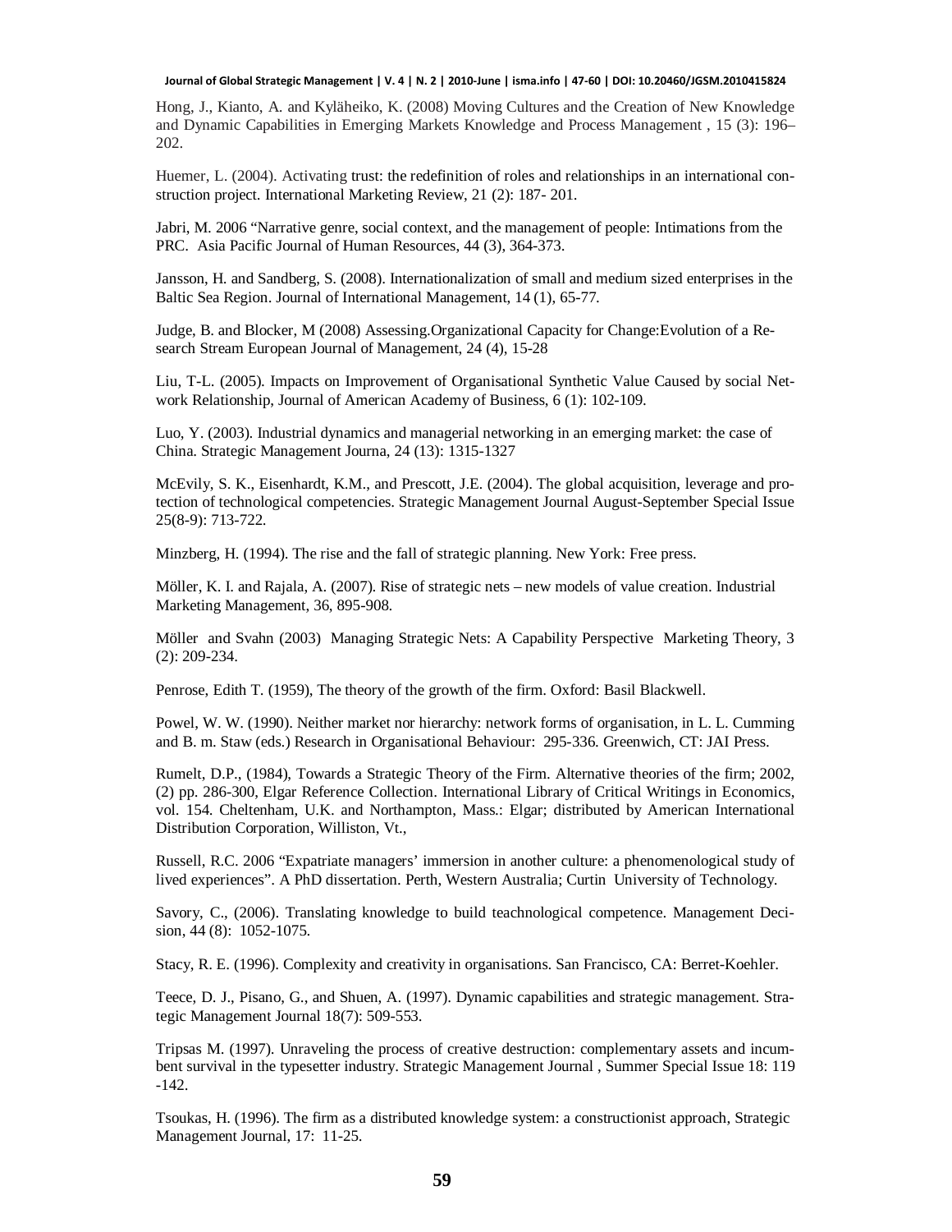Hong, J., Kianto, A. and Kyläheiko, K. (2008) Moving Cultures and the Creation of New Knowledge and Dynamic Capabilities in Emerging Markets Knowledge and Process Management , 15 (3): 196–202.

Huemer, L. (2004). Activating trust: the redefinition of roles and relationships in an international construction project. International Marketing Review, 21 (2): 187- 201.

Jabri, M. 2006 "Narrative genre, social context, and the management of people: Intimations from the PRC. Asia Pacific Journal of Human Resources, 44 (3), 364-373.

Jansson, H. and Sandberg, S. (2008). Internationalization of small and medium sized enterprises in the Baltic Sea Region. Journal of International Management, 14 (1), 65-77.

Judge, B. and Blocker, M (2008) Assessing.Organizational Capacity for Change:Evolution of a Research Stream European Journal of Management, 24 (4), 15-28

Liu, T-L. (2005). Impacts on Improvement of Organisational Synthetic Value Caused by social Network Relationship, Journal of American Academy of Business, 6 (1): 102-109.

Luo, Y. (2003). Industrial dynamics and managerial networking in an emerging market: the case of China. Strategic Management Journa, 24 (13): 1315-1327

McEvily, S. K., Eisenhardt, K.M., and Prescott, J.E. (2004). The global acquisition, leverage and protection of technological competencies. Strategic Management Journal August-September Special Issue 25(8-9): 713-722.

Minzberg, H. (1994). The rise and the fall of strategic planning. New York: Free press.

Möller, K. I. and Rajala, A. (2007). Rise of strategic nets – new models of value creation. Industrial Marketing Management, 36, 895-908.

Möller and Svahn (2003) Managing Strategic Nets: A Capability Perspective Marketing Theory, 3 (2): 209-234.

Penrose, Edith T. (1959), The theory of the growth of the firm. Oxford: Basil Blackwell.

Powel, W. W. (1990). Neither market nor hierarchy: network forms of organisation, in L. L. Cumming and B. m. Staw (eds.) Research in Organisational Behaviour: 295-336. Greenwich, CT: JAI Press.

Rumelt, D.P., (1984), Towards a Strategic Theory of the Firm. Alternative theories of the firm; 2002, (2) pp. 286-300, Elgar Reference Collection. International Library of Critical Writings in Economics, vol. 154. Cheltenham, U.K. and Northampton, Mass.: Elgar; distributed by American International Distribution Corporation, Williston, Vt.,

Russell, R.C. 2006 "Expatriate managers' immersion in another culture: a phenomenological study of lived experiences". A PhD dissertation. Perth, Western Australia; Curtin University of Technology.

Savory, C., (2006). Translating knowledge to build teachnological competence. Management Decision, 44 (8): 1052-1075.

Stacy, R. E. (1996). Complexity and creativity in organisations. San Francisco, CA: Berret-Koehler.

Teece, D. J., Pisano, G., and Shuen, A. (1997). Dynamic capabilities and strategic management. Strategic Management Journal 18(7): 509-553.

Tripsas M. (1997). Unraveling the process of creative destruction: complementary assets and incumbent survival in the typesetter industry. Strategic Management Journal , Summer Special Issue 18: 119 -142.

Tsoukas, H. (1996). The firm as a distributed knowledge system: a constructionist approach, Strategic Management Journal, 17: 11-25.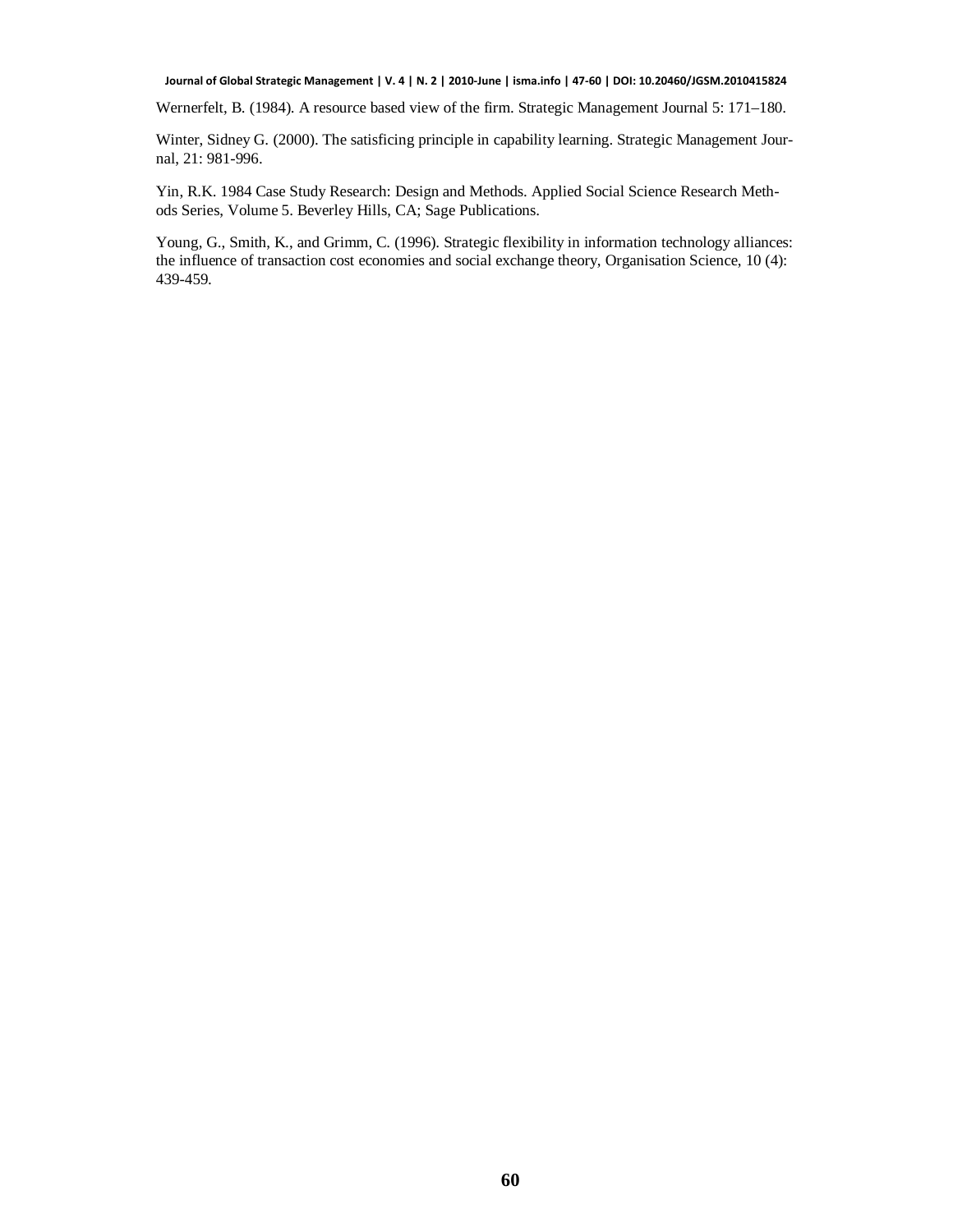Wernerfelt, B. (1984). A resource based view of the firm. Strategic Management Journal 5: 171–180.

Winter, Sidney G. (2000). The satisficing principle in capability learning. Strategic Management Journal, 21: 981-996.

Yin, R.K. 1984 Case Study Research: Design and Methods. Applied Social Science Research Methods Series, Volume 5. Beverley Hills, CA; Sage Publications.

Young, G., Smith, K., and Grimm, C. (1996). Strategic flexibility in information technology alliances: the influence of transaction cost economies and social exchange theory, Organisation Science, 10 (4): 439-459.